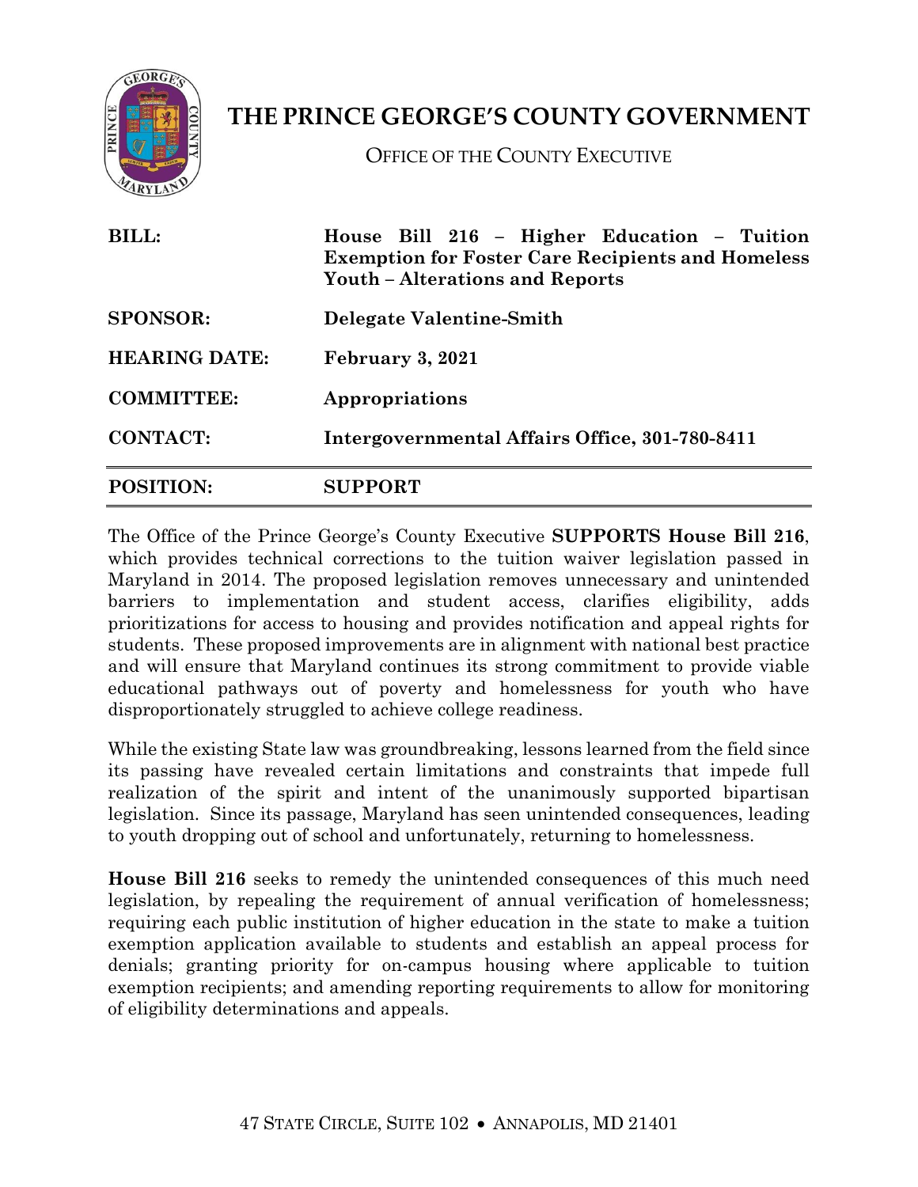# THE PRINCE GEORGE'S COUNTY GOVERNMENT

OFFICE OF THE COUNTY EXECUTIVE

| | |
|---|---|
| **BILL:** | **House Bill 216 – Higher Education – Tuition Exemption for Foster Care Recipients and Homeless Youth – Alterations and Reports** |
| **SPONSOR:** | **Delegate Valentine-Smith** |
| **HEARING DATE:** | **February 3, 2021** |
| **COMMITTEE:** | **Appropriations** |
| **CONTACT:** | **Intergovernmental Affairs Office, 301-780-8411** |
| **POSITION:** | **SUPPORT** |

The Office of the Prince George's County Executive **SUPPORTS House Bill 216**, which provides technical corrections to the tuition waiver legislation passed in Maryland in 2014. The proposed legislation removes unnecessary and unintended barriers to implementation and student access, clarifies eligibility, adds prioritizations for access to housing and provides notification and appeal rights for students. These proposed improvements are in alignment with national best practice and will ensure that Maryland continues its strong commitment to provide viable educational pathways out of poverty and homelessness for youth who have disproportionately struggled to achieve college readiness.

While the existing State law was groundbreaking, lessons learned from the field since its passing have revealed certain limitations and constraints that impede full realization of the spirit and intent of the unanimously supported bipartisan legislation. Since its passage, Maryland has seen unintended consequences, leading to youth dropping out of school and unfortunately, returning to homelessness.

**House Bill 216** seeks to remedy the unintended consequences of this much need legislation, by repealing the requirement of annual verification of homelessness; requiring each public institution of higher education in the state to make a tuition exemption application available to students and establish an appeal process for denials; granting priority for on-campus housing where applicable to tuition exemption recipients; and amending reporting requirements to allow for monitoring of eligibility determinations and appeals.

47 STATE CIRCLE, SUITE 102 • ANNAPOLIS, MD 21401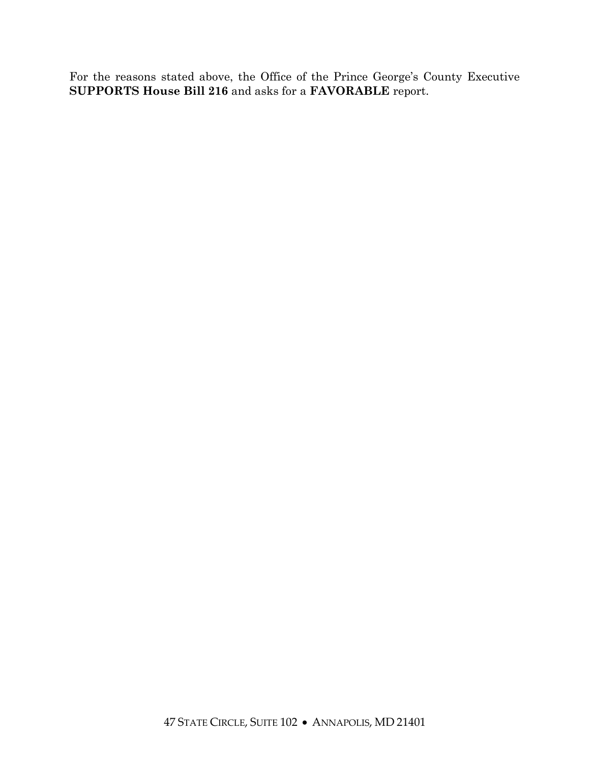For the reasons stated above, the Office of the Prince George's County Executive **SUPPORTS House Bill 216** and asks for a **FAVORABLE** report.